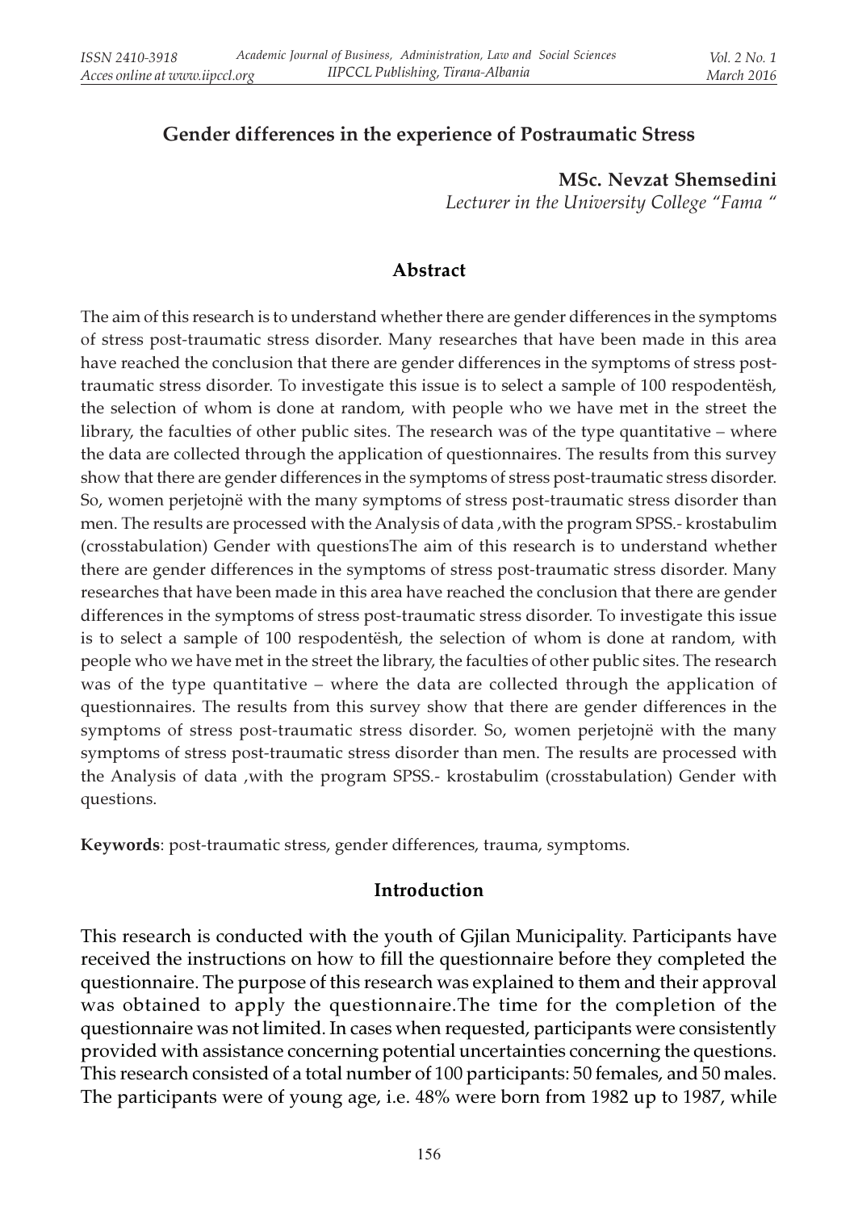## Gender differences in the experience of Postraumatic Stress

**MSc. Nevzat Shemsedini**
*Lecturer in the University College "Fama "*

### Abstract

The aim of this research is to understand whether there are gender differences in the symptoms of stress post-traumatic stress disorder. Many researches that have been made in this area have reached the conclusion that there are gender differences in the symptoms of stress post-traumatic stress disorder. To investigate this issue is to select a sample of 100 respodentësh, the selection of whom is done at random, with people who we have met in the street the library, the faculties of other public sites. The research was of the type quantitative – where the data are collected through the application of questionnaires. The results from this survey show that there are gender differences in the symptoms of stress post-traumatic stress disorder. So, women perjetojnë with the many symptoms of stress post-traumatic stress disorder than men. The results are processed with the Analysis of data ,with the program SPSS.- krostabulim (crosstabulation) Gender with questionsThe aim of this research is to understand whether there are gender differences in the symptoms of stress post-traumatic stress disorder. Many researches that have been made in this area have reached the conclusion that there are gender differences in the symptoms of stress post-traumatic stress disorder. To investigate this issue is to select a sample of 100 respodentësh, the selection of whom is done at random, with people who we have met in the street the library, the faculties of other public sites. The research was of the type quantitative – where the data are collected through the application of questionnaires. The results from this survey show that there are gender differences in the symptoms of stress post-traumatic stress disorder. So, women perjetojnë with the many symptoms of stress post-traumatic stress disorder than men. The results are processed with the Analysis of data ,with the program SPSS.- krostabulim (crosstabulation) Gender with questions.

**Keywords**: post-traumatic stress, gender differences, trauma, symptoms.

### Introduction

This research is conducted with the youth of Gjilan Municipality. Participants have received the instructions on how to fill the questionnaire before they completed the questionnaire. The purpose of this research was explained to them and their approval was obtained to apply the questionnaire.The time for the completion of the questionnaire was not limited. In cases when requested, participants were consistently provided with assistance concerning potential uncertainties concerning the questions. This research consisted of a total number of 100 participants: 50 females, and 50 males. The participants were of young age, i.e. 48% were born from 1982 up to 1987, while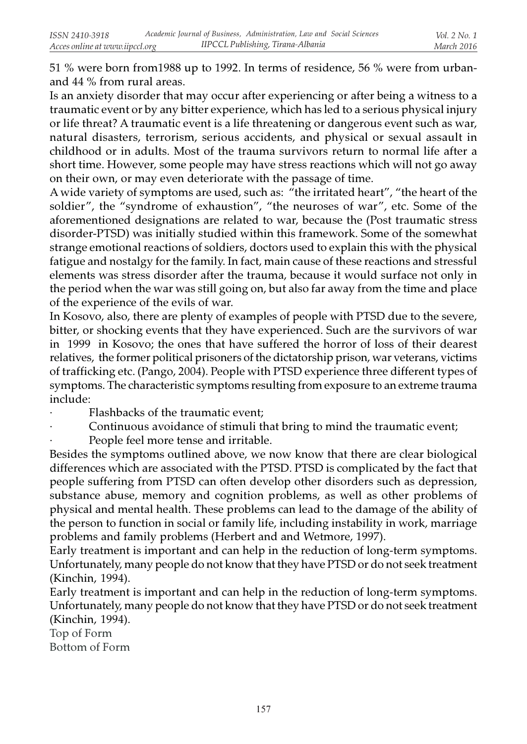51 % were born from1988 up to 1992. In terms of residence, 56 % were from urban- and 44 % from rural areas.

Is an anxiety disorder that may occur after experiencing or after being a witness to a traumatic event or by any bitter experience, which has led to a serious physical injury or life threat? A traumatic event is a life threatening or dangerous event such as war, natural disasters, terrorism, serious accidents, and physical or sexual assault in childhood or in adults. Most of the trauma survivors return to normal life after a short time. However, some people may have stress reactions which will not go away on their own, or may even deteriorate with the passage of time.

A wide variety of symptoms are used, such as: "the irritated heart", "the heart of the soldier", the "syndrome of exhaustion", "the neuroses of war", etc. Some of the aforementioned designations are related to war, because the (Post traumatic stress disorder-PTSD) was initially studied within this framework. Some of the somewhat strange emotional reactions of soldiers, doctors used to explain this with the physical fatigue and nostalgy for the family. In fact, main cause of these reactions and stressful elements was stress disorder after the trauma, because it would surface not only in the period when the war was still going on, but also far away from the time and place of the experience of the evils of war.

In Kosovo, also, there are plenty of examples of people with PTSD due to the severe, bitter, or shocking events that they have experienced. Such are the survivors of war in 1999 in Kosovo; the ones that have suffered the horror of loss of their dearest relatives, the former political prisoners of the dictatorship prison, war veterans, victims of trafficking etc. (Pango, 2004). People with PTSD experience three different types of symptoms. The characteristic symptoms resulting from exposure to an extreme trauma include:

- Flashbacks of the traumatic event;
- Continuous avoidance of stimuli that bring to mind the traumatic event;
- People feel more tense and irritable.

Besides the symptoms outlined above, we now know that there are clear biological differences which are associated with the PTSD. PTSD is complicated by the fact that people suffering from PTSD can often develop other disorders such as depression, substance abuse, memory and cognition problems, as well as other problems of physical and mental health. These problems can lead to the damage of the ability of the person to function in social or family life, including instability in work, marriage problems and family problems (Herbert and and Wetmore, 1997).

Early treatment is important and can help in the reduction of long-term symptoms. Unfortunately, many people do not know that they have PTSD or do not seek treatment (Kinchin, 1994).

Early treatment is important and can help in the reduction of long-term symptoms. Unfortunately, many people do not know that they have PTSD or do not seek treatment (Kinchin, 1994).

Top of Form

Bottom of Form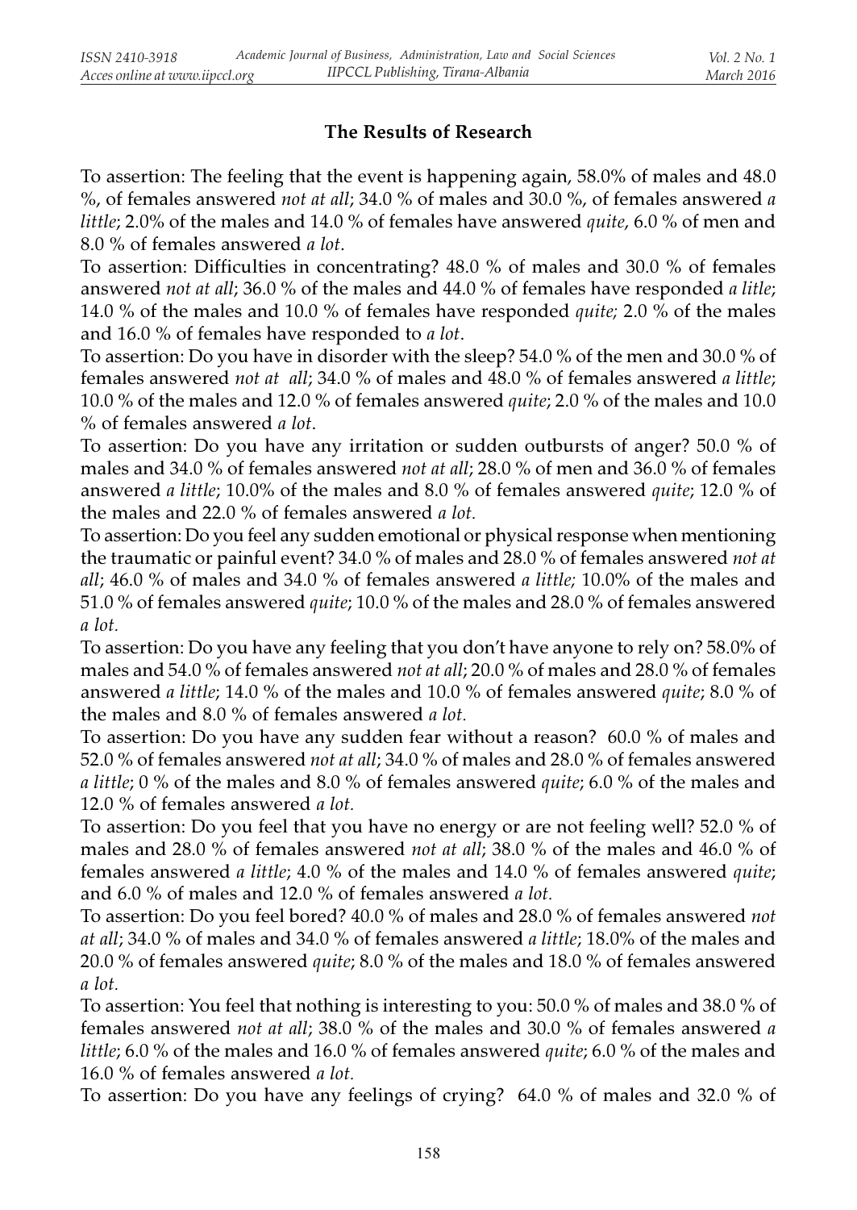## The Results of Research

To assertion: The feeling that the event is happening again, 58.0% of males and 48.0 %, of females answered *not at all*; 34.0 % of males and 30.0 %, of females answered *a little*; 2.0% of the males and 14.0 % of females have answered *quite*, 6.0 % of men and 8.0 % of females answered *a lot*.

To assertion: Difficulties in concentrating? 48.0 % of males and 30.0 % of females answered *not at all*; 36.0 % of the males and 44.0 % of females have responded *a litle*; 14.0 % of the males and 10.0 % of females have responded *quite;* 2.0 % of the males and 16.0 % of females have responded to *a lot*.

To assertion: Do you have in disorder with the sleep? 54.0 % of the men and 30.0 % of females answered *not at all*; 34.0 % of males and 48.0 % of females answered *a little*; 10.0 % of the males and 12.0 % of females answered *quite*; 2.0 % of the males and 10.0 % of females answered *a lot*.

To assertion: Do you have any irritation or sudden outbursts of anger? 50.0 % of males and 34.0 % of females answered *not at all*; 28.0 % of men and 36.0 % of females answered *a little*; 10.0% of the males and 8.0 % of females answered *quite*; 12.0 % of the males and 22.0 % of females answered *a lot.*

To assertion: Do you feel any sudden emotional or physical response when mentioning the traumatic or painful event? 34.0 % of males and 28.0 % of females answered *not at all*; 46.0 % of males and 34.0 % of females answered *a little;* 10.0% of the males and 51.0 % of females answered *quite*; 10.0 % of the males and 28.0 % of females answered *a lot.*

To assertion: Do you have any feeling that you don't have anyone to rely on? 58.0% of males and 54.0 % of females answered *not at all*; 20.0 % of males and 28.0 % of females answered *a little*; 14.0 % of the males and 10.0 % of females answered *quite*; 8.0 % of the males and 8.0 % of females answered *a lot.*

To assertion: Do you have any sudden fear without a reason? 60.0 % of males and 52.0 % of females answered *not at all*; 34.0 % of males and 28.0 % of females answered *a little*; 0 % of the males and 8.0 % of females answered *quite*; 6.0 % of the males and 12.0 % of females answered *a lot.*

To assertion: Do you feel that you have no energy or are not feeling well? 52.0 % of males and 28.0 % of females answered *not at all*; 38.0 % of the males and 46.0 % of females answered *a little*; 4.0 % of the males and 14.0 % of females answered *quite*; and 6.0 % of males and 12.0 % of females answered *a lot.*

To assertion: Do you feel bored? 40.0 % of males and 28.0 % of females answered *not at all*; 34.0 % of males and 34.0 % of females answered *a little*; 18.0% of the males and 20.0 % of females answered *quite*; 8.0 % of the males and 18.0 % of females answered *a lot.*

To assertion: You feel that nothing is interesting to you: 50.0 % of males and 38.0 % of females answered *not at all*; 38.0 % of the males and 30.0 % of females answered *a little*; 6.0 % of the males and 16.0 % of females answered *quite*; 6.0 % of the males and 16.0 % of females answered *a lot.*

To assertion: Do you have any feelings of crying? 64.0 % of males and 32.0 % of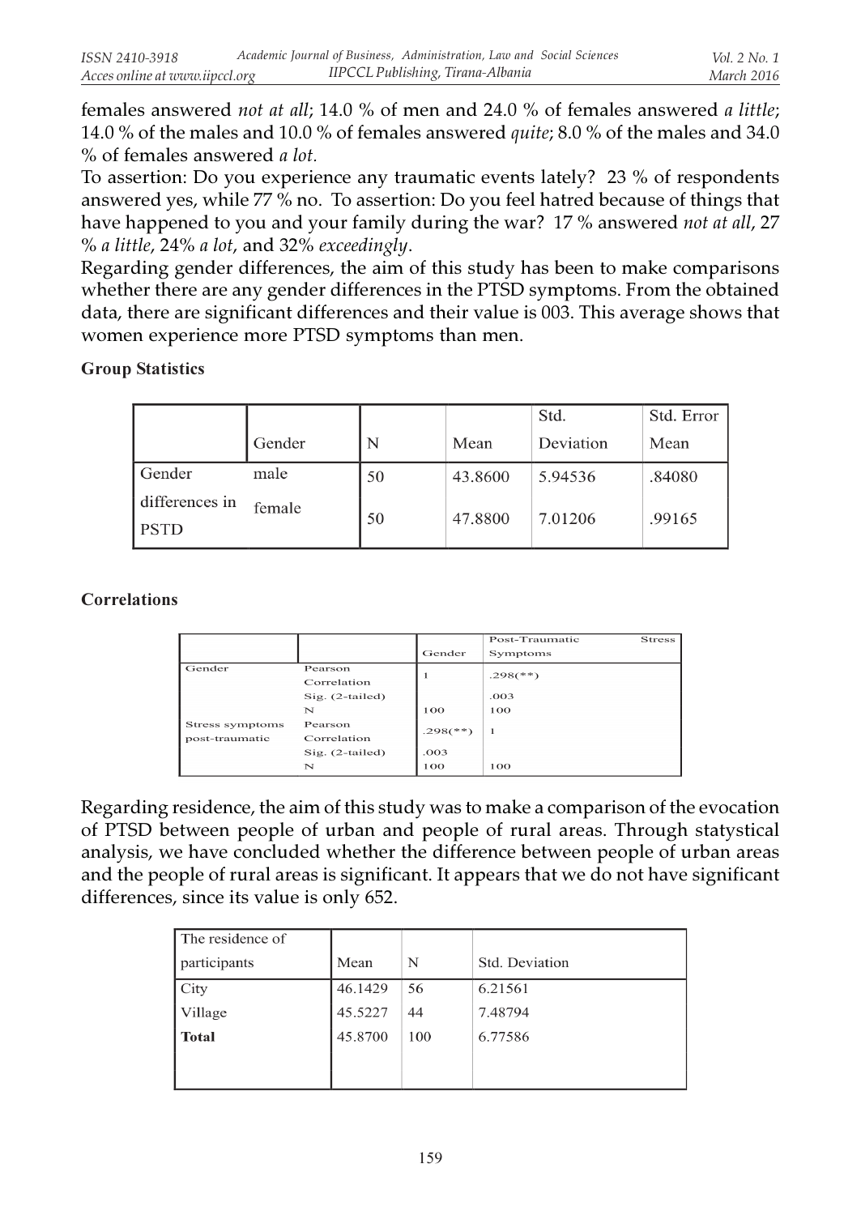females answered *not at all*; 14.0 % of men and 24.0 % of females answered *a little*; 14.0 % of the males and 10.0 % of females answered *quite*; 8.0 % of the males and 34.0 % of females answered *a lot.*

To assertion: Do you experience any traumatic events lately? 23 % of respondents answered yes, while 77 % no. To assertion: Do you feel hatred because of things that have happened to you and your family during the war? 17 % answered *not at all*, 27 % *a little*, 24% *a lot*, and 32% *exceedingly*.

Regarding gender differences, the aim of this study has been to make comparisons whether there are any gender differences in the PTSD symptoms. From the obtained data, there are significant differences and their value is 003. This average shows that women experience more PTSD symptoms than men.

**Group Statistics**

| | Gender | N | Mean | Std. Deviation | Std. Error Mean |
|---|---|---|---|---|---|
| Gender differences in PSTD | male | 50 | 43.8600 | 5.94536 | .84080 |
| | female | 50 | 47.8800 | 7.01206 | .99165 |

**Correlations**

| | | Gender | Post-Traumatic Stress Symptoms |
|---|---|---|---|
| Gender | Pearson Correlation | 1 | .298(**) |
| | Sig. (2-tailed) | | .003 |
| | N | 100 | 100 |
| Stress symptoms post-traumatic | Pearson Correlation | .298(**) | 1 |
| | Sig. (2-tailed) | .003 | |
| | N | 100 | 100 |

Regarding residence, the aim of this study was to make a comparison of the evocation of PTSD between people of urban and people of rural areas. Through statystical analysis, we have concluded whether the difference between people of urban areas and the people of rural areas is significant. It appears that we do not have significant differences, since its value is only 652.

| The residence of participants | Mean | N | Std. Deviation |
|---|---|---|---|
| City | 46.1429 | 56 | 6.21561 |
| Village | 45.5227 | 44 | 7.48794 |
| **Total** | 45.8700 | 100 | 6.77586 |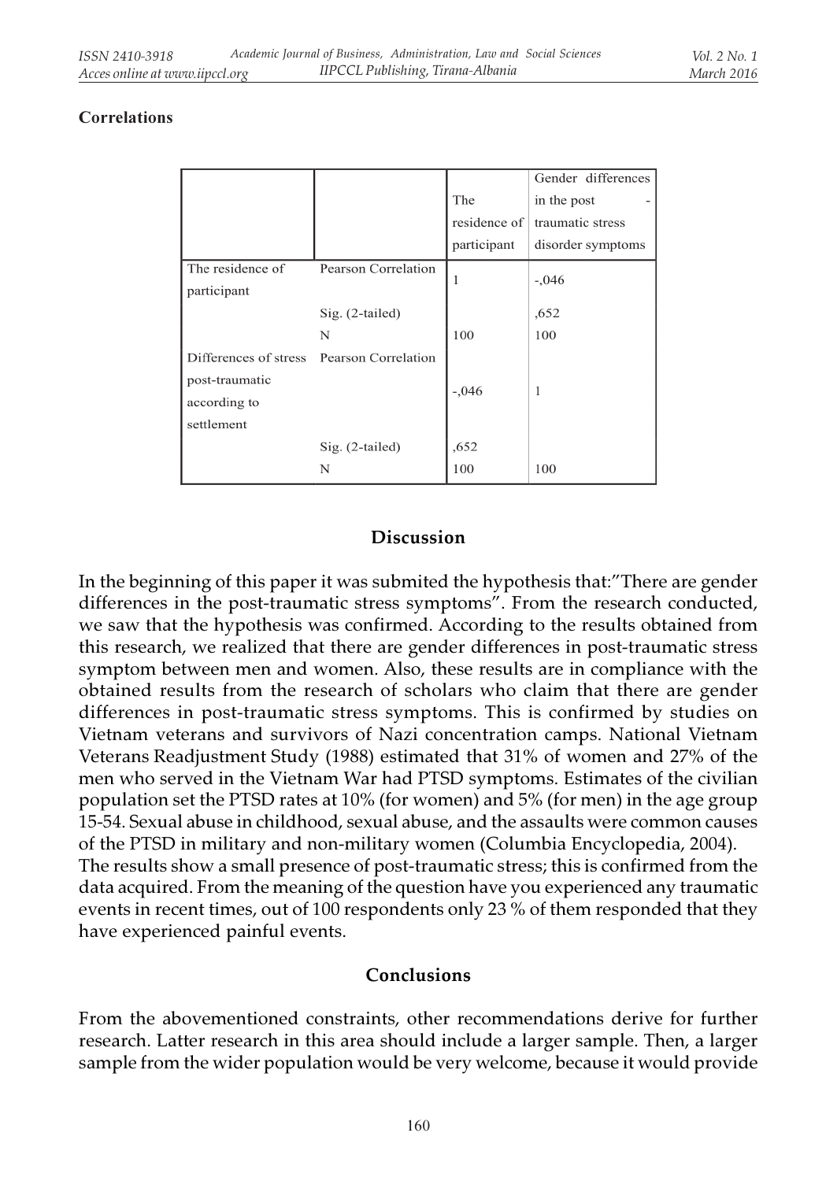**Correlations**

| | | The residence of participant | Gender differences in the post - traumatic stress disorder symptoms |
|---|---|---|---|
| The residence of participant | Pearson Correlation | 1 | -,046 |
| | Sig. (2-tailed) | | ,652 |
| | N | 100 | 100 |
| Differences of stress post-traumatic according to settlement | Pearson Correlation | -,046 | 1 |
| | Sig. (2-tailed) | ,652 | |
| | N | 100 | 100 |

## Discussion

In the beginning of this paper it was submited the hypothesis that:"There are gender differences in the post-traumatic stress symptoms". From the research conducted, we saw that the hypothesis was confirmed. According to the results obtained from this research, we realized that there are gender differences in post-traumatic stress symptom between men and women. Also, these results are in compliance with the obtained results from the research of scholars who claim that there are gender differences in post-traumatic stress symptoms. This is confirmed by studies on Vietnam veterans and survivors of Nazi concentration camps. National Vietnam Veterans Readjustment Study (1988) estimated that 31% of women and 27% of the men who served in the Vietnam War had PTSD symptoms. Estimates of the civilian population set the PTSD rates at 10% (for women) and 5% (for men) in the age group 15-54. Sexual abuse in childhood, sexual abuse, and the assaults were common causes of the PTSD in military and non-military women (Columbia Encyclopedia, 2004).
The results show a small presence of post-traumatic stress; this is confirmed from the data acquired. From the meaning of the question have you experienced any traumatic events in recent times, out of 100 respondents only 23 % of them responded that they have experienced painful events.

## Conclusions

From the abovementioned constraints, other recommendations derive for further research. Latter research in this area should include a larger sample. Then, a larger sample from the wider population would be very welcome, because it would provide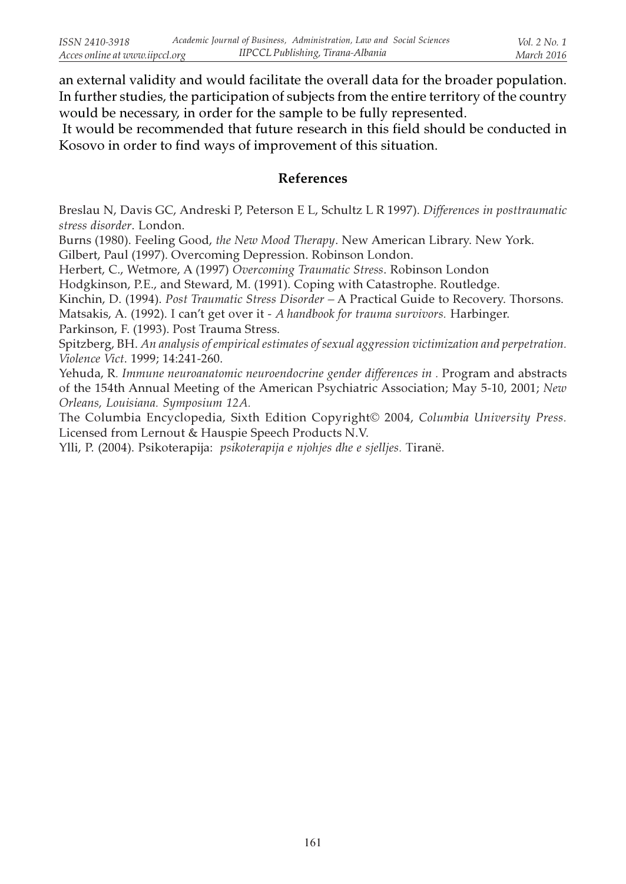an external validity and would facilitate the overall data for the broader population. In further studies, the participation of subjects from the entire territory of the country would be necessary, in order for the sample to be fully represented.

It would be recommended that future research in this field should be conducted in Kosovo in order to find ways of improvement of this situation.

## References

Breslau N, Davis GC, Andreski P, Peterson E L, Schultz L R 1997). *Differences in posttraumatic stress disorder*. London.

Burns (1980). Feeling Good, *the New Mood Therapy*. New American Library. New York.

Gilbert, Paul (1997). Overcoming Depression. Robinson London.

Herbert, C., Wetmore, A (1997) *Overcoming Traumatic Stress*. Robinson London

Hodgkinson, P.E., and Steward, M. (1991). Coping with Catastrophe. Routledge.

Kinchin, D. (1994). *Post Traumatic Stress Disorder* – A Practical Guide to Recovery. Thorsons.

Matsakis, A. (1992). I can't get over it - *A handbook for trauma survivors.* Harbinger.

Parkinson, F. (1993). Post Trauma Stress.

Spitzberg, BH. *An analysis of empirical estimates of sexual aggression victimization and perpetration. Violence Vict*. 1999; 14:241-260.

Yehuda, R. *Immune neuroanatomic neuroendocrine gender differences in .* Program and abstracts of the 154th Annual Meeting of the American Psychiatric Association; May 5-10, 2001; *New Orleans, Louisiana. Symposium 12A.*

The Columbia Encyclopedia, Sixth Edition Copyright© 2004, *Columbia University Press.* Licensed from Lernout & Hauspie Speech Products N.V.

Ylli, P. (2004). Psikoterapija: *psikoterapija e njohjes dhe e sjelljes.* Tiranë.